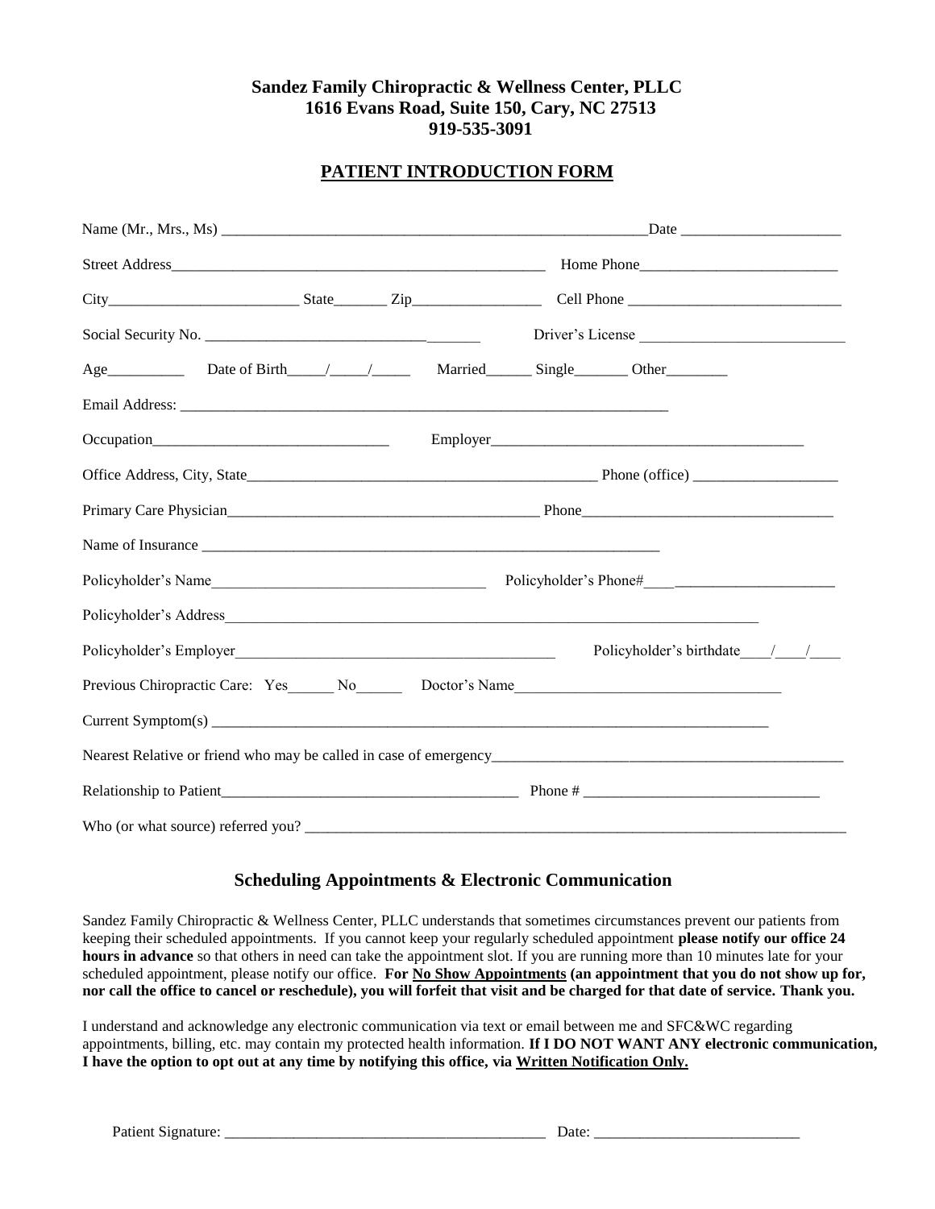**Sandez Family Chiropractic & Wellness Center, PLLC**
**1616 Evans Road, Suite 150, Cary, NC 27513**
**919-535-3091**

# PATIENT INTRODUCTION FORM

Name (Mr., Mrs., Ms) ______________________________________________________Date ____________________

Street Address_________________________________________________ Home Phone_________________________

City________________________ State_______ Zip________________ Cell Phone ___________________________

Social Security No. _____________________________________ Driver's License ___________________________

Age__________ Date of Birth_____/_____/_____ Married______ Single_______ Other________

Email Address: ___________________________________________________________________

Occupation______________________________ Employer__________________________________________

Office Address, City, State_______________________________________________ Phone (office) __________________

Primary Care Physician________________________________________ Phone________________________________

Name of Insurance _____________________________________________________________

Policyholder's Name___________________________________ Policyholder's Phone#____ ____________________

Policyholder's Address______________________________________________________________________

Policyholder's Employer_________________________________________ Policyholder's birthdate____/____/____

Previous Chiropractic Care: Yes______ No______ Doctor's Name_________________________________

Current Symptom(s) __________________________________________________________________________

Nearest Relative or friend who may be called in case of emergency______________________________________________

Relationship to Patient______________________________________ Phone # ______________________________

Who (or what source) referred you? __________________________________________________________________________

## Scheduling Appointments & Electronic Communication

Sandez Family Chiropractic & Wellness Center, PLLC understands that sometimes circumstances prevent our patients from keeping their scheduled appointments. If you cannot keep your regularly scheduled appointment **please notify our office 24 hours in advance** so that others in need can take the appointment slot. If you are running more than 10 minutes late for your scheduled appointment, please notify our office. **For <u>No Show Appointments</u> (an appointment that you do not show up for, nor call the office to cancel or reschedule), you will forfeit that visit and be charged for that date of service. Thank you.**

I understand and acknowledge any electronic communication via text or email between me and SFC&WC regarding appointments, billing, etc. may contain my protected health information. **If I DO NOT WANT ANY electronic communication, I have the option to opt out at any time by notifying this office, via <u>Written Notification Only.</u>**

Patient Signature: __________________________________________ Date: ___________________________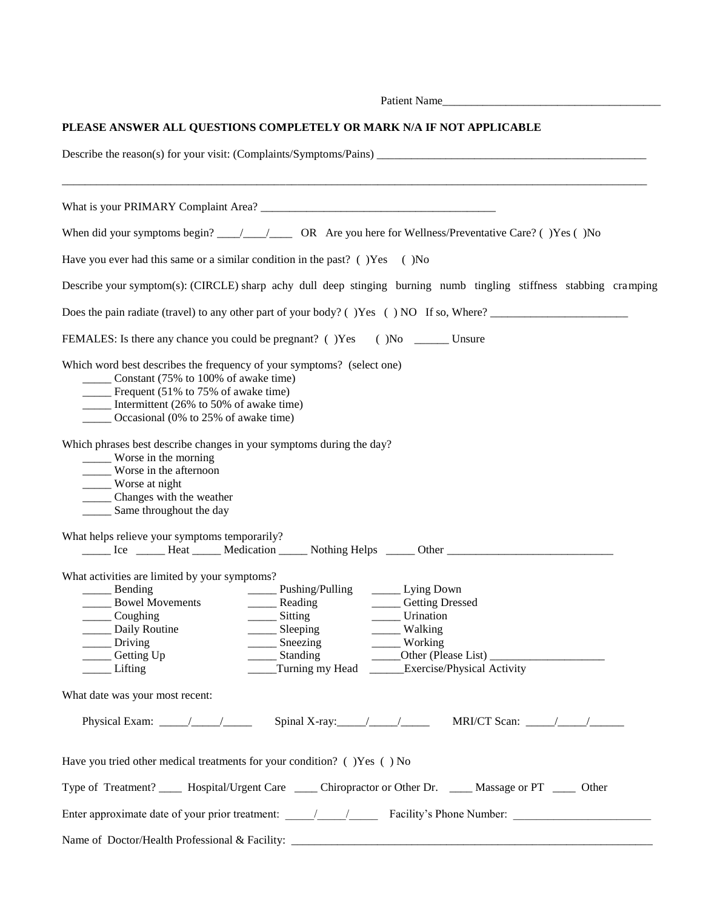Patient Name______________________________________

**PLEASE ANSWER ALL QUESTIONS COMPLETELY OR MARK N/A IF NOT APPLICABLE**

Describe the reason(s) for your visit: (Complaints/Symptoms/Pains) ________________________________________________

_____________________________________________________________________________________________________

What is your PRIMARY Complaint Area? _________________________________________

When did your symptoms begin? ____/____/____ OR Are you here for Wellness/Preventative Care? ( )Yes ( )No

Have you ever had this same or a similar condition in the past? ( )Yes ( )No

Describe your symptom(s): (CIRCLE) sharp achy dull deep stinging burning numb tingling stiffness stabbing cramping

Does the pain radiate (travel) to any other part of your body? ( )Yes ( ) NO If so, Where? ________________________

FEMALES: Is there any chance you could be pregnant? ( )Yes ( )No ______ Unsure

Which word best describes the frequency of your symptoms? (select one)

- _____ Constant (75% to 100% of awake time)
- _____ Frequent (51% to 75% of awake time)
- _____ Intermittent (26% to 50% of awake time)
- _____ Occasional (0% to 25% of awake time)

Which phrases best describe changes in your symptoms during the day?

- _____ Worse in the morning
- _____ Worse in the afternoon
- _____ Worse at night
- _____ Changes with the weather
- _____ Same throughout the day

What helps relieve your symptoms temporarily?

_____ Ice _____ Heat _____ Medication _____ Nothing Helps _____ Other _____________________________

What activities are limited by your symptoms?

| | | |
|---|---|---|
| _____ Bending | _____ Pushing/Pulling | _____ Lying Down |
| _____ Bowel Movements | _____ Reading | _____ Getting Dressed |
| _____ Coughing | _____ Sitting | _____ Urination |
| _____ Daily Routine | _____ Sleeping | _____ Walking |
| _____ Driving | _____ Sneezing | _____ Working |
| _____ Getting Up | _____ Standing | _____Other (Please List) ____________________ |
| _____ Lifting | _____Turning my Head | ______Exercise/Physical Activity |

What date was your most recent:

Physical Exam: _____/_____/_____ Spinal X-ray:_____/_____/_____ MRI/CT Scan: _____/_____/______

Have you tried other medical treatments for your condition? ( )Yes ( ) No

Type of Treatment? ____ Hospital/Urgent Care ____ Chiropractor or Other Dr. ____ Massage or PT ____ Other

Enter approximate date of your prior treatment: _____/_____/_____ Facility's Phone Number: ________________________

Name of Doctor/Health Professional & Facility: _________________________________________________________________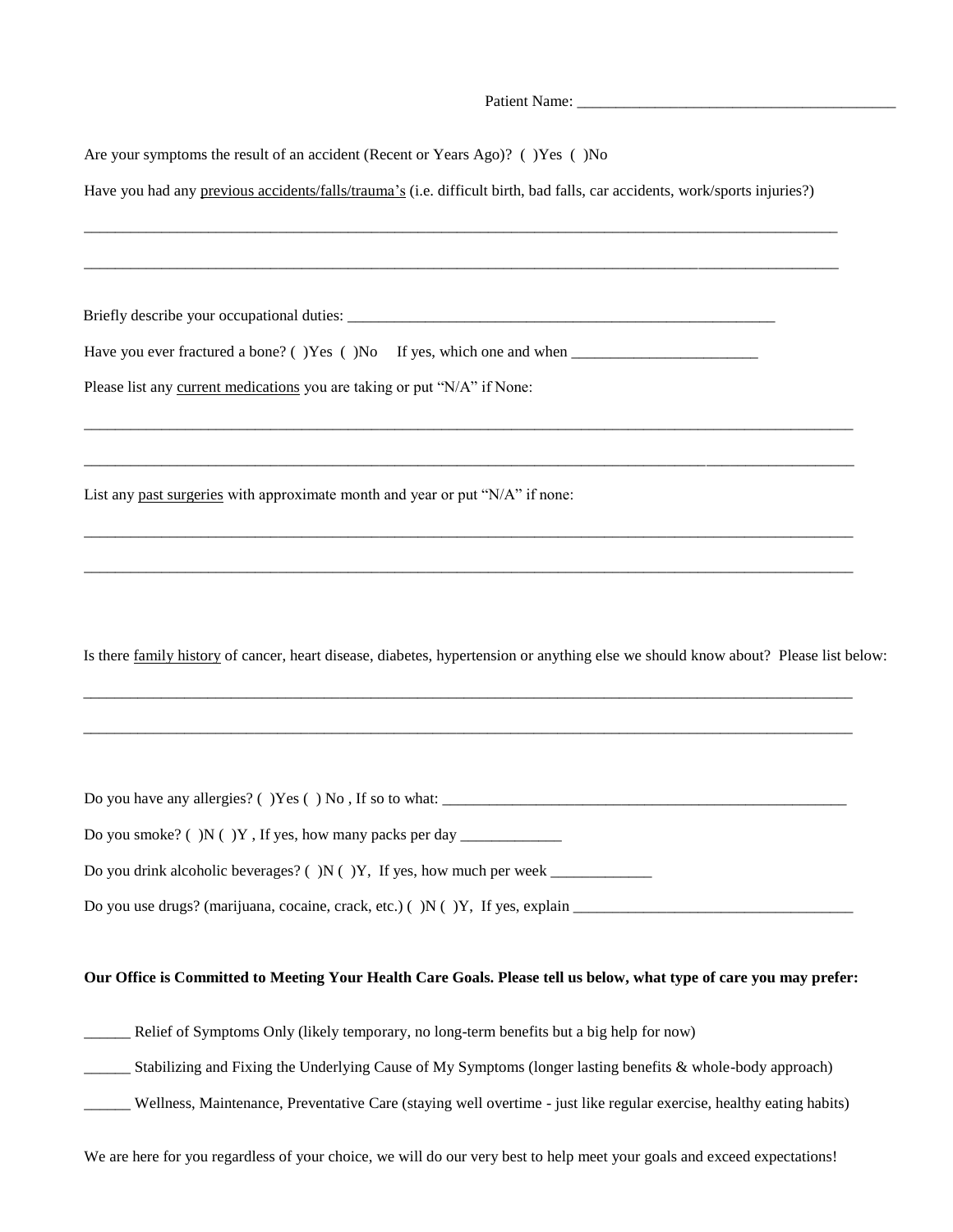Patient Name: ________________________________________

Are your symptoms the result of an accident (Recent or Years Ago)? ( )Yes ( )No

Have you had any previous accidents/falls/trauma's (i.e. difficult birth, bad falls, car accidents, work/sports injuries?)

_____________________________________________________________________________________________

_____________________________________________________________________________________________

Briefly describe your occupational duties: _______________________________________________________

Have you ever fractured a bone? ( )Yes ( )No If yes, which one and when ________________________

Please list any current medications you are taking or put "N/A" if None:

_____________________________________________________________________________________________

_____________________________________________________________________________________________

List any past surgeries with approximate month and year or put "N/A" if none:

_____________________________________________________________________________________________

_____________________________________________________________________________________________

Is there family history of cancer, heart disease, diabetes, hypertension or anything else we should know about? Please list below:

_____________________________________________________________________________________________

_____________________________________________________________________________________________

Do you have any allergies? ( )Yes ( ) No , If so to what: _____________________________________________________

Do you smoke? ( )N ( )Y , If yes, how many packs per day _____________

Do you drink alcoholic beverages? ( )N ( )Y, If yes, how much per week _____________

Do you use drugs? (marijuana, cocaine, crack, etc.) ( )N ( )Y, If yes, explain ___________________________________

**Our Office is Committed to Meeting Your Health Care Goals. Please tell us below, what type of care you may prefer:**

______ Relief of Symptoms Only (likely temporary, no long-term benefits but a big help for now)

______ Stabilizing and Fixing the Underlying Cause of My Symptoms (longer lasting benefits & whole-body approach)

______ Wellness, Maintenance, Preventative Care (staying well overtime - just like regular exercise, healthy eating habits)

We are here for you regardless of your choice, we will do our very best to help meet your goals and exceed expectations!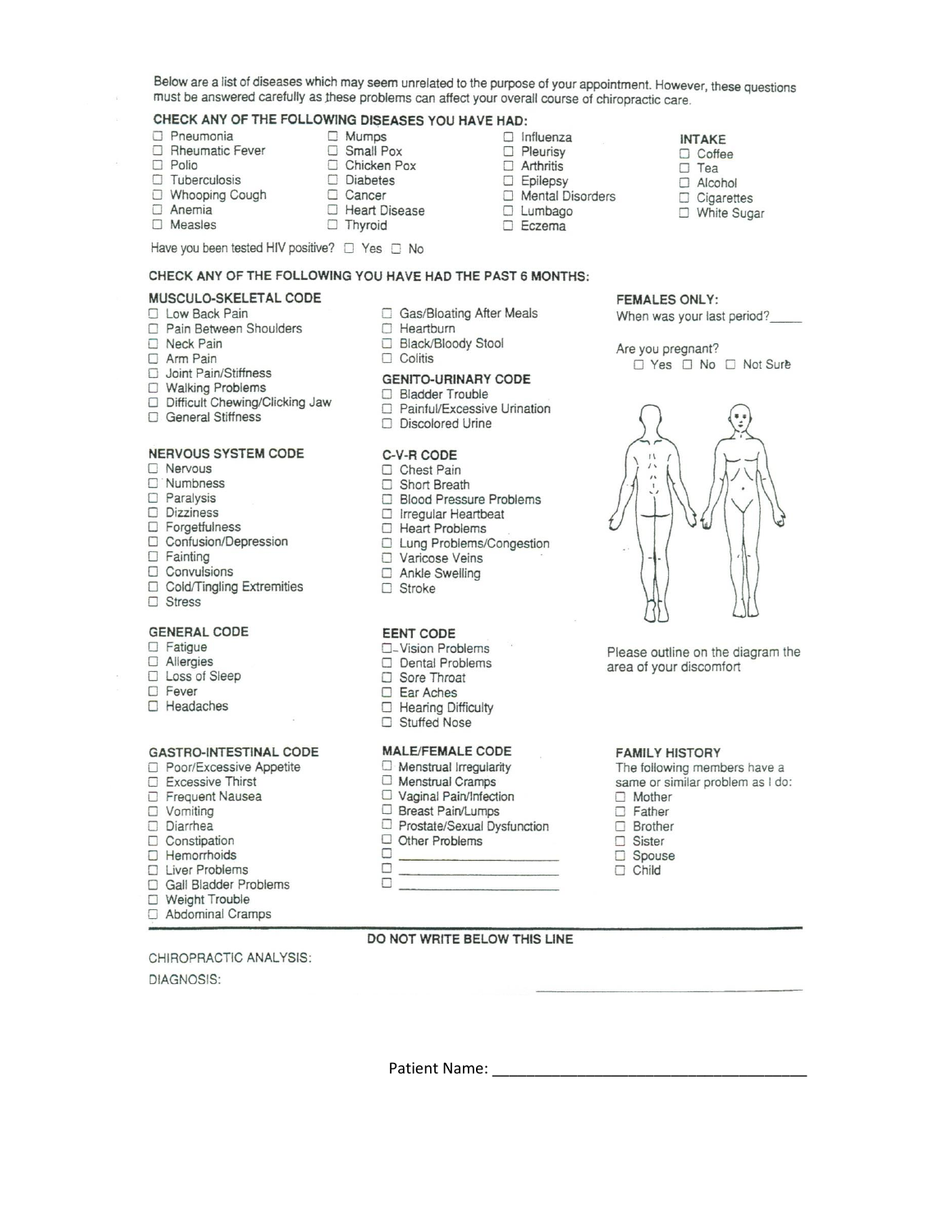Below are a list of diseases which may seem unrelated to the purpose of your appointment. However, these questions must be answered carefully as these problems can affect your overall course of chiropractic care.

## CHECK ANY OF THE FOLLOWING DISEASES YOU HAVE HAD:

- ☐ Pneumonia
- ☐ Rheumatic Fever
- ☐ Polio
- ☐ Tuberculosis
- ☐ Whooping Cough
- ☐ Anemia
- ☐ Measles
- ☐ Mumps
- ☐ Small Pox
- ☐ Chicken Pox
- ☐ Diabetes
- ☐ Cancer
- ☐ Heart Disease
- ☐ Thyroid
- ☐ Influenza
- ☐ Pleurisy
- ☐ Arthritis
- ☐ Epilepsy
- ☐ Mental Disorders
- ☐ Lumbago
- ☐ Eczema

### INTAKE

- ☐ Coffee
- ☐ Tea
- ☐ Alcohol
- ☐ Cigarettes
- ☐ White Sugar

Have you been tested HIV positive? ☐ Yes ☐ No

## CHECK ANY OF THE FOLLOWING YOU HAVE HAD THE PAST 6 MONTHS:

### MUSCULO-SKELETAL CODE

- ☐ Low Back Pain
- ☐ Pain Between Shoulders
- ☐ Neck Pain
- ☐ Arm Pain
- ☐ Joint Pain/Stiffness
- ☐ Walking Problems
- ☐ Difficult Chewing/Clicking Jaw
- ☐ General Stiffness

### NERVOUS SYSTEM CODE

- ☐ Nervous
- ☐ Numbness
- ☐ Paralysis
- ☐ Dizziness
- ☐ Forgetfulness
- ☐ Confusion/Depression
- ☐ Fainting
- ☐ Convulsions
- ☐ Cold/Tingling Extremities
- ☐ Stress

### GENERAL CODE

- ☐ Fatigue
- ☐ Allergies
- ☐ Loss of Sleep
- ☐ Fever
- ☐ Headaches

### GASTRO-INTESTINAL CODE

- ☐ Poor/Excessive Appetite
- ☐ Excessive Thirst
- ☐ Frequent Nausea
- ☐ Vomiting
- ☐ Diarrhea
- ☐ Constipation
- ☐ Hemorrhoids
- ☐ Liver Problems
- ☐ Gall Bladder Problems
- ☐ Weight Trouble
- ☐ Abdominal Cramps
- ☐ Gas/Bloating After Meals
- ☐ Heartburn
- ☐ Black/Bloody Stool
- ☐ Colitis

### GENITO-URINARY CODE

- ☐ Bladder Trouble
- ☐ Painful/Excessive Urination
- ☐ Discolored Urine

### C-V-R CODE

- ☐ Chest Pain
- ☐ Short Breath
- ☐ Blood Pressure Problems
- ☐ Irregular Heartbeat
- ☐ Heart Problems
- ☐ Lung Problems/Congestion
- ☐ Varicose Veins
- ☐ Ankle Swelling
- ☐ Stroke

### EENT CODE

- ☐ Vision Problems
- ☐ Dental Problems
- ☐ Sore Throat
- ☐ Ear Aches
- ☐ Hearing Difficulty
- ☐ Stuffed Nose

### MALE/FEMALE CODE

- ☐ Menstrual Irregularity
- ☐ Menstrual Cramps
- ☐ Vaginal Pain/Infection
- ☐ Breast Pain/Lumps
- ☐ Prostate/Sexual Dysfunction
- ☐ Other Problems
- ☐ ____________________
- ☐ ____________________
- ☐ ____________________

### FEMALES ONLY:

When was your last period?_____

Are you pregnant?
☐ Yes ☐ No ☐ Not Sure

Please outline on the diagram the area of your discomfort

### FAMILY HISTORY

The following members have a same or similar problem as I do:

- ☐ Mother
- ☐ Father
- ☐ Brother
- ☐ Sister
- ☐ Spouse
- ☐ Child

---

**DO NOT WRITE BELOW THIS LINE**

CHIROPRACTIC ANALYSIS:

DIAGNOSIS: ____________________

Patient Name: ______________________________________